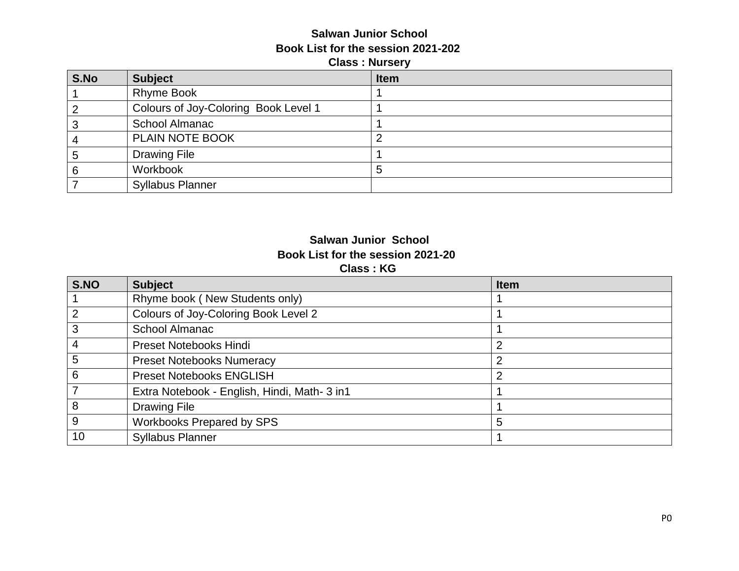**Salwan Junior School**

**Book List for the session 2021-202**

**Class : Nursery**

| S.No | Subject | Item |
|---|---|---|
| 1 | Rhyme Book | 1 |
| 2 | Colours of Joy-Coloring Book Level 1 | 1 |
| 3 | School Almanac | 1 |
| 4 | PLAIN NOTE BOOK | 2 |
| 5 | Drawing File | 1 |
| 6 | Workbook | 5 |
| 7 | Syllabus Planner | |

**Salwan Junior School**

**Book List for the session 2021-20**

**Class : KG**

| S.NO | Subject | Item |
|---|---|---|
| 1 | Rhyme book ( New Students only) | 1 |
| 2 | Colours of Joy-Coloring Book Level 2 | 1 |
| 3 | School Almanac | 1 |
| 4 | Preset Notebooks Hindi | 2 |
| 5 | Preset Notebooks Numeracy | 2 |
| 6 | Preset Notebooks ENGLISH | 2 |
| 7 | Extra Notebook - English, Hindi, Math- 3 in1 | 1 |
| 8 | Drawing File | 1 |
| 9 | Workbooks Prepared by SPS | 5 |
| 10 | Syllabus Planner | 1 |

PO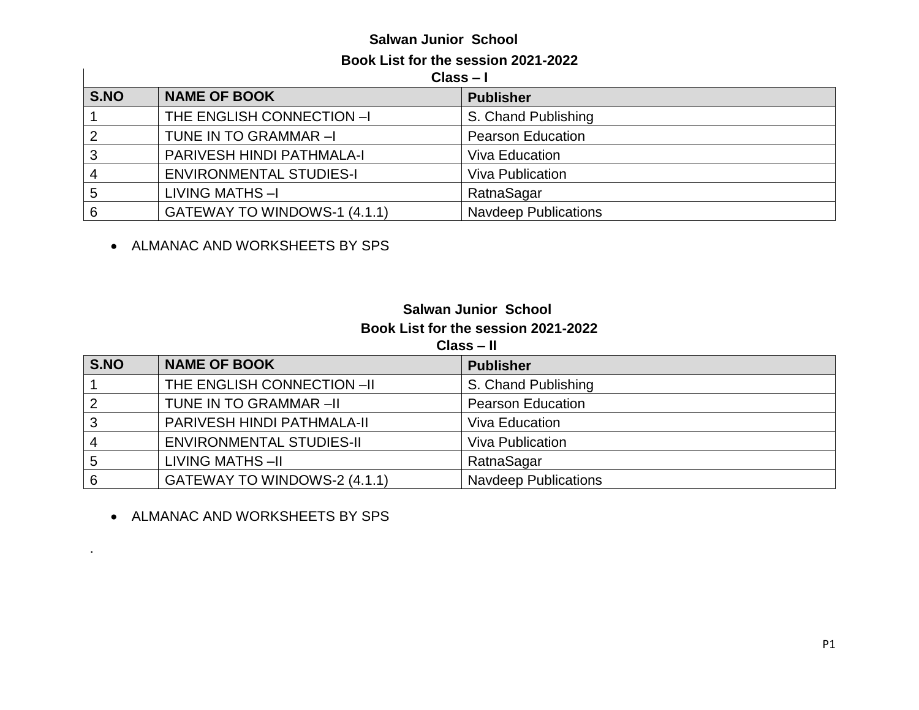**Salwan Junior School**

**Book List for the session 2021-2022**

**Class – I**

| S.NO | NAME OF BOOK | Publisher |
|---|---|---|
| 1 | THE ENGLISH CONNECTION –I | S. Chand Publishing |
| 2 | TUNE IN TO GRAMMAR –I | Pearson Education |
| 3 | PARIVESH HINDI PATHMALA-I | Viva Education |
| 4 | ENVIRONMENTAL STUDIES-I | Viva Publication |
| 5 | LIVING MATHS –I | RatnaSagar |
| 6 | GATEWAY TO WINDOWS-1 (4.1.1) | Navdeep Publications |

- ALMANAC AND WORKSHEETS BY SPS

**Salwan Junior School**

**Book List for the session 2021-2022**

**Class – II**

| S.NO | NAME OF BOOK | Publisher |
|---|---|---|
| 1 | THE ENGLISH CONNECTION –II | S. Chand Publishing |
| 2 | TUNE IN TO GRAMMAR –II | Pearson Education |
| 3 | PARIVESH HINDI PATHMALA-II | Viva Education |
| 4 | ENVIRONMENTAL STUDIES-II | Viva Publication |
| 5 | LIVING MATHS –II | RatnaSagar |
| 6 | GATEWAY TO WINDOWS-2 (4.1.1) | Navdeep Publications |

- ALMANAC AND WORKSHEETS BY SPS

.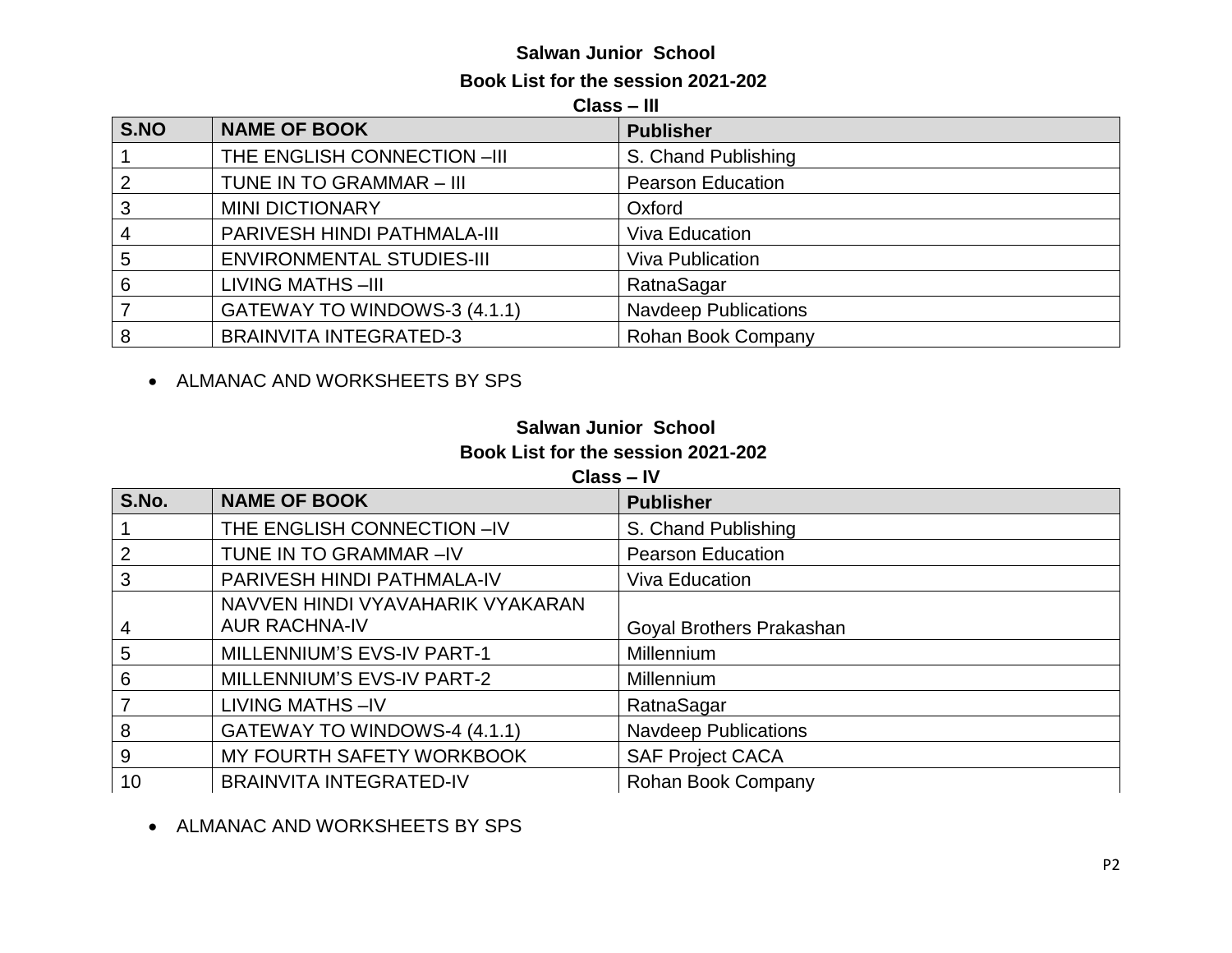**Salwan Junior School**

**Book List for the session 2021-202**

**Class – III**

| S.NO | NAME OF BOOK | Publisher |
|---|---|---|
| 1 | THE ENGLISH CONNECTION –III | S. Chand Publishing |
| 2 | TUNE IN TO GRAMMAR – III | Pearson Education |
| 3 | MINI DICTIONARY | Oxford |
| 4 | PARIVESH HINDI PATHMALA-III | Viva Education |
| 5 | ENVIRONMENTAL STUDIES-III | Viva Publication |
| 6 | LIVING MATHS –III | RatnaSagar |
| 7 | GATEWAY TO WINDOWS-3 (4.1.1) | Navdeep Publications |
| 8 | BRAINVITA INTEGRATED-3 | Rohan Book Company |

- ALMANAC AND WORKSHEETS BY SPS

**Salwan Junior School**

**Book List for the session 2021-202**

**Class – IV**

| S.No. | NAME OF BOOK | Publisher |
|---|---|---|
| 1 | THE ENGLISH CONNECTION –IV | S. Chand Publishing |
| 2 | TUNE IN TO GRAMMAR –IV | Pearson Education |
| 3 | PARIVESH HINDI PATHMALA-IV | Viva Education |
| 4 | NAVVEN HINDI VYAVAHARIK VYAKARAN AUR RACHNA-IV | Goyal Brothers Prakashan |
| 5 | MILLENNIUM'S EVS-IV PART-1 | Millennium |
| 6 | MILLENNIUM'S EVS-IV PART-2 | Millennium |
| 7 | LIVING MATHS –IV | RatnaSagar |
| 8 | GATEWAY TO WINDOWS-4 (4.1.1) | Navdeep Publications |
| 9 | MY FOURTH SAFETY WORKBOOK | SAF Project CACA |
| 10 | BRAINVITA INTEGRATED-IV | Rohan Book Company |

- ALMANAC AND WORKSHEETS BY SPS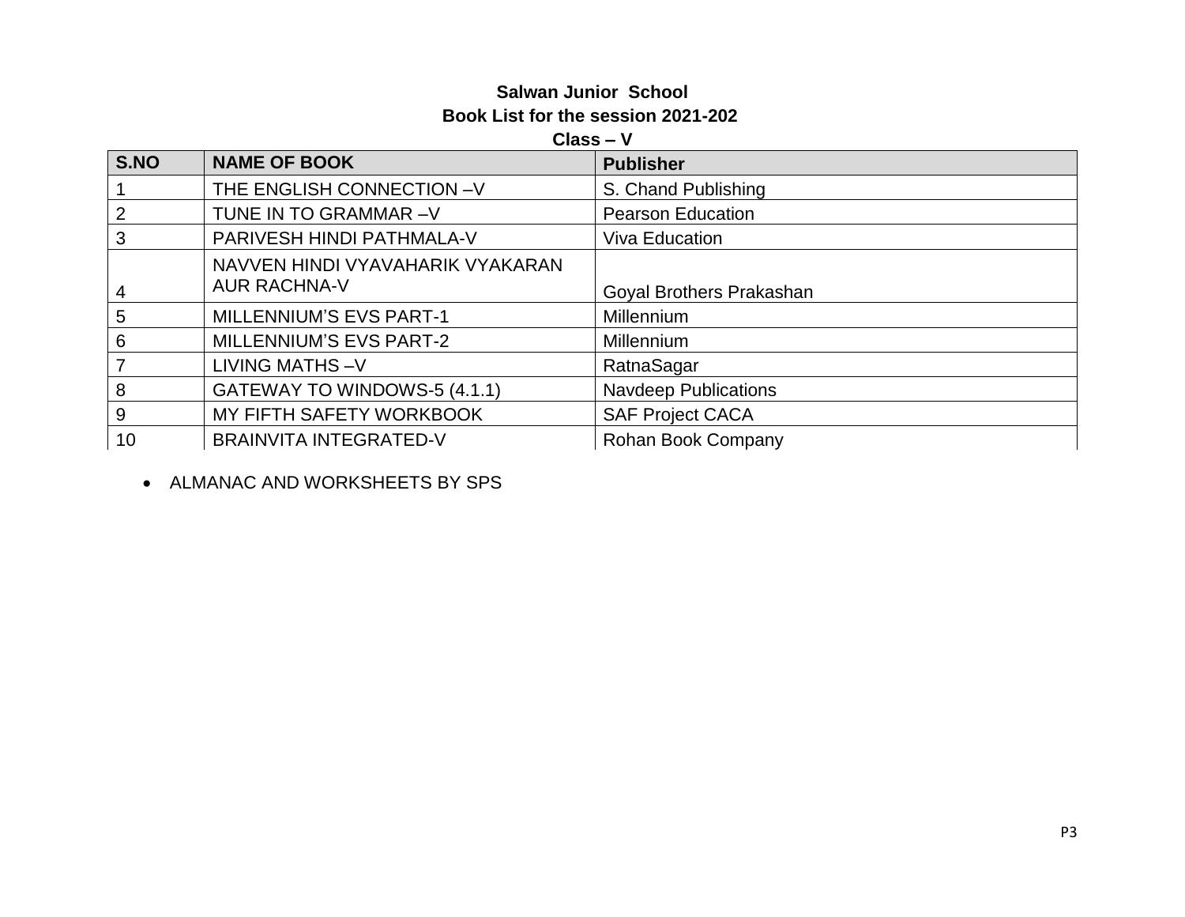**Salwan Junior School**

**Book List for the session 2021-202**

**Class – V**

| S.NO | NAME OF BOOK | Publisher |
|---|---|---|
| 1 | THE ENGLISH CONNECTION –V | S. Chand Publishing |
| 2 | TUNE IN TO GRAMMAR –V | Pearson Education |
| 3 | PARIVESH HINDI PATHMALA-V | Viva Education |
| 4 | NAVVEN HINDI VYAVAHARIK VYAKARAN AUR RACHNA-V | Goyal Brothers Prakashan |
| 5 | MILLENNIUM'S EVS PART-1 | Millennium |
| 6 | MILLENNIUM'S EVS PART-2 | Millennium |
| 7 | LIVING MATHS –V | RatnaSagar |
| 8 | GATEWAY TO WINDOWS-5 (4.1.1) | Navdeep Publications |
| 9 | MY FIFTH SAFETY WORKBOOK | SAF Project CACA |
| 10 | BRAINVITA INTEGRATED-V | Rohan Book Company |

- ALMANAC AND WORKSHEETS BY SPS